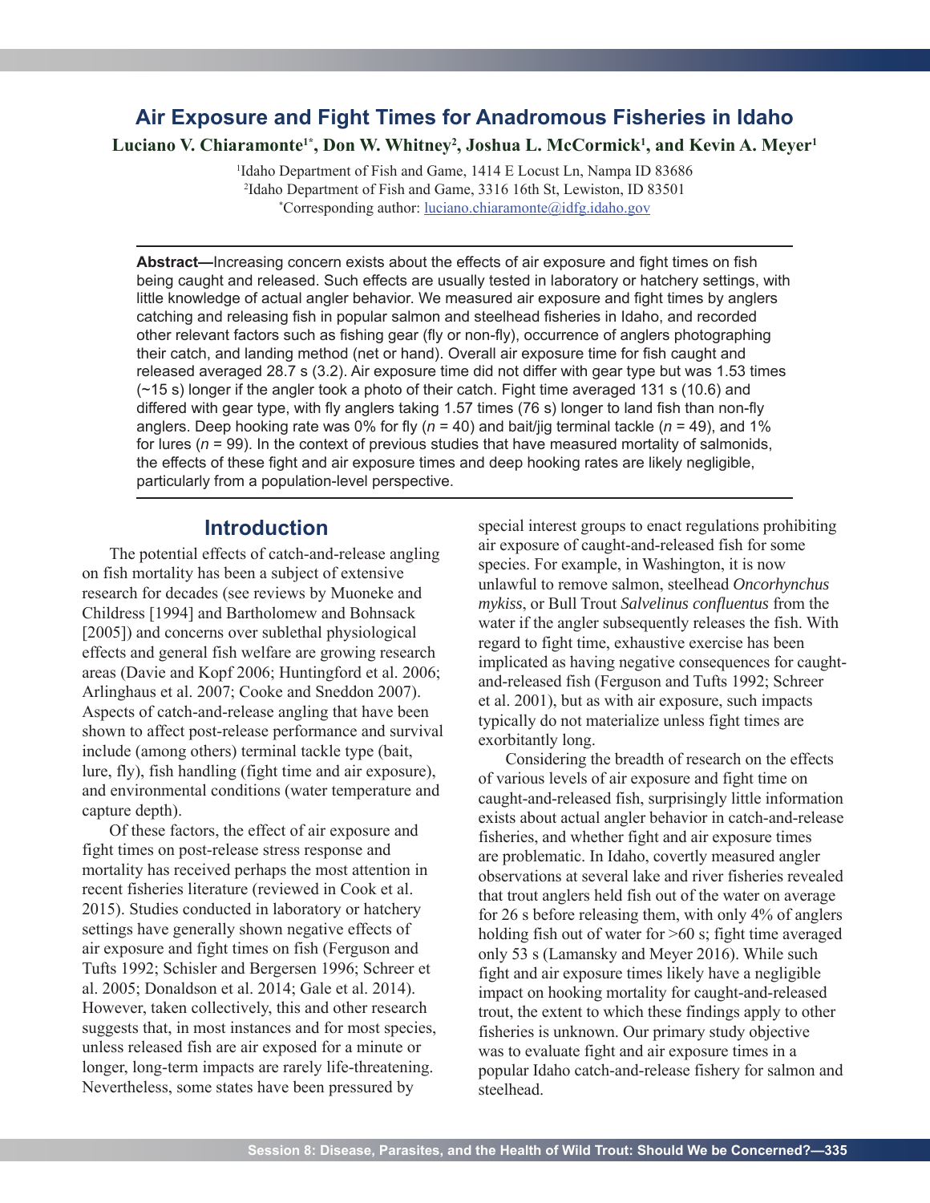# Air Exposure and Fight Times for Anadromous Fisheries in Idaho

**Luciano V. Chiaramonte[1*], Don W. Whitney[2], Joshua L. McCormick[1], and Kevin A. Meyer[1]**

[1]Idaho Department of Fish and Game, 1414 E Locust Ln, Nampa ID 83686
[2]Idaho Department of Fish and Game, 3316 16th St, Lewiston, ID 83501
[*]Corresponding author: luciano.chiaramonte@idfg.idaho.gov

**Abstract—**Increasing concern exists about the effects of air exposure and fight times on fish being caught and released. Such effects are usually tested in laboratory or hatchery settings, with little knowledge of actual angler behavior. We measured air exposure and fight times by anglers catching and releasing fish in popular salmon and steelhead fisheries in Idaho, and recorded other relevant factors such as fishing gear (fly or non-fly), occurrence of anglers photographing their catch, and landing method (net or hand). Overall air exposure time for fish caught and released averaged 28.7 s (3.2). Air exposure time did not differ with gear type but was 1.53 times (~15 s) longer if the angler took a photo of their catch. Fight time averaged 131 s (10.6) and differed with gear type, with fly anglers taking 1.57 times (76 s) longer to land fish than non-fly anglers. Deep hooking rate was 0% for fly ($n$ = 40) and bait/jig terminal tackle ($n$ = 49), and 1% for lures ($n$ = 99). In the context of previous studies that have measured mortality of salmonids, the effects of these fight and air exposure times and deep hooking rates are likely negligible, particularly from a population-level perspective.

## Introduction

The potential effects of catch-and-release angling on fish mortality has been a subject of extensive research for decades (see reviews by Muoneke and Childress [1994] and Bartholomew and Bohnsack [2005]) and concerns over sublethal physiological effects and general fish welfare are growing research areas (Davie and Kopf 2006; Huntingford et al. 2006; Arlinghaus et al. 2007; Cooke and Sneddon 2007). Aspects of catch-and-release angling that have been shown to affect post-release performance and survival include (among others) terminal tackle type (bait, lure, fly), fish handling (fight time and air exposure), and environmental conditions (water temperature and capture depth).

Of these factors, the effect of air exposure and fight times on post-release stress response and mortality has received perhaps the most attention in recent fisheries literature (reviewed in Cook et al. 2015). Studies conducted in laboratory or hatchery settings have generally shown negative effects of air exposure and fight times on fish (Ferguson and Tufts 1992; Schisler and Bergersen 1996; Schreer et al. 2005; Donaldson et al. 2014; Gale et al. 2014). However, taken collectively, this and other research suggests that, in most instances and for most species, unless released fish are air exposed for a minute or longer, long-term impacts are rarely life-threatening. Nevertheless, some states have been pressured by special interest groups to enact regulations prohibiting air exposure of caught-and-released fish for some species. For example, in Washington, it is now unlawful to remove salmon, steelhead *Oncorhynchus mykiss*, or Bull Trout *Salvelinus confluentus* from the water if the angler subsequently releases the fish. With regard to fight time, exhaustive exercise has been implicated as having negative consequences for caught-and-released fish (Ferguson and Tufts 1992; Schreer et al. 2001), but as with air exposure, such impacts typically do not materialize unless fight times are exorbitantly long.

Considering the breadth of research on the effects of various levels of air exposure and fight time on caught-and-released fish, surprisingly little information exists about actual angler behavior in catch-and-release fisheries, and whether fight and air exposure times are problematic. In Idaho, covertly measured angler observations at several lake and river fisheries revealed that trout anglers held fish out of the water on average for 26 s before releasing them, with only 4% of anglers holding fish out of water for >60 s; fight time averaged only 53 s (Lamansky and Meyer 2016). While such fight and air exposure times likely have a negligible impact on hooking mortality for caught-and-released trout, the extent to which these findings apply to other fisheries is unknown. Our primary study objective was to evaluate fight and air exposure times in a popular Idaho catch-and-release fishery for salmon and steelhead.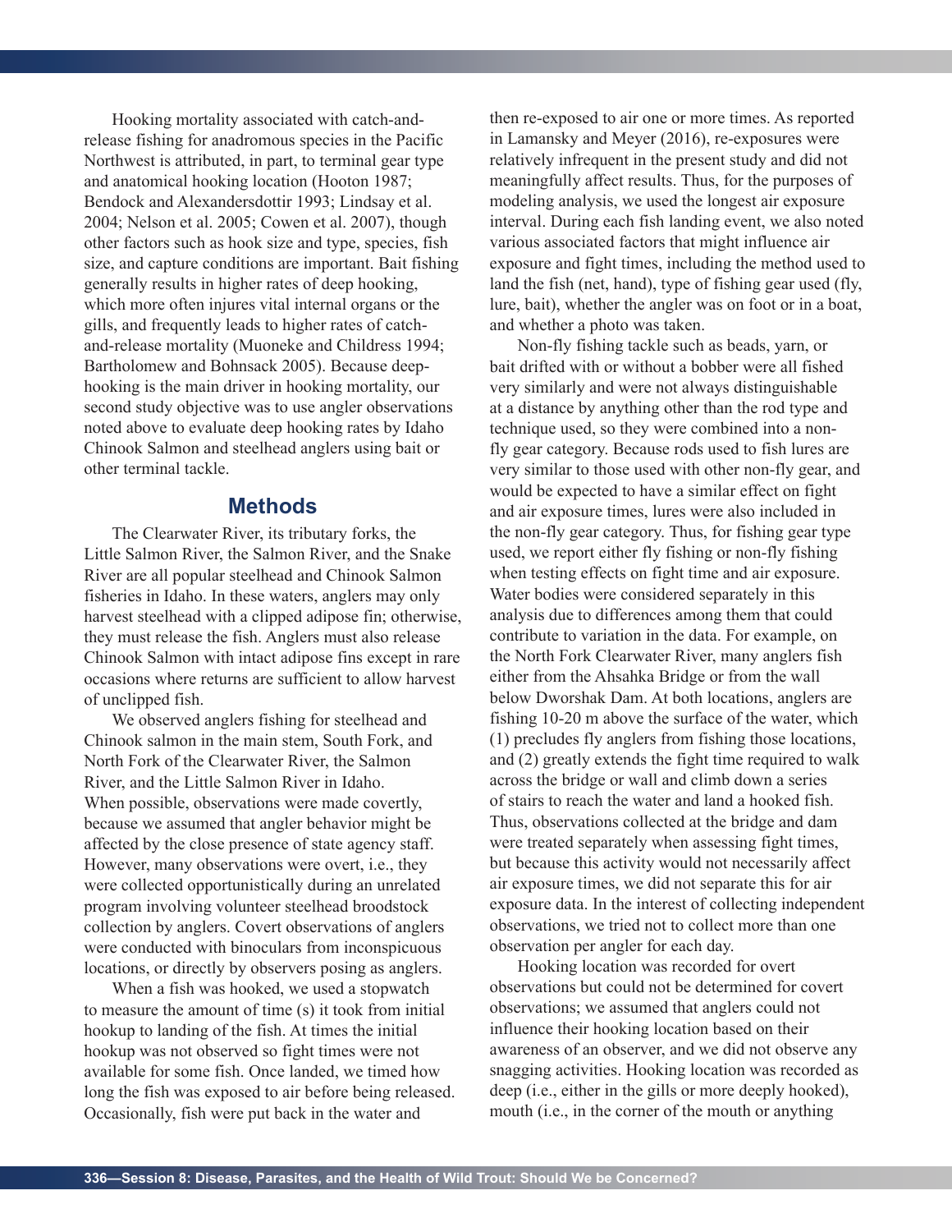Hooking mortality associated with catch-and-release fishing for anadromous species in the Pacific Northwest is attributed, in part, to terminal gear type and anatomical hooking location (Hooton 1987; Bendock and Alexandersdottir 1993; Lindsay et al. 2004; Nelson et al. 2005; Cowen et al. 2007), though other factors such as hook size and type, species, fish size, and capture conditions are important. Bait fishing generally results in higher rates of deep hooking, which more often injures vital internal organs or the gills, and frequently leads to higher rates of catch-and-release mortality (Muoneke and Childress 1994; Bartholomew and Bohnsack 2005). Because deep-hooking is the main driver in hooking mortality, our second study objective was to use angler observations noted above to evaluate deep hooking rates by Idaho Chinook Salmon and steelhead anglers using bait or other terminal tackle.

## Methods

The Clearwater River, its tributary forks, the Little Salmon River, the Salmon River, and the Snake River are all popular steelhead and Chinook Salmon fisheries in Idaho. In these waters, anglers may only harvest steelhead with a clipped adipose fin; otherwise, they must release the fish. Anglers must also release Chinook Salmon with intact adipose fins except in rare occasions where returns are sufficient to allow harvest of unclipped fish.

We observed anglers fishing for steelhead and Chinook salmon in the main stem, South Fork, and North Fork of the Clearwater River, the Salmon River, and the Little Salmon River in Idaho. When possible, observations were made covertly, because we assumed that angler behavior might be affected by the close presence of state agency staff. However, many observations were overt, i.e., they were collected opportunistically during an unrelated program involving volunteer steelhead broodstock collection by anglers. Covert observations of anglers were conducted with binoculars from inconspicuous locations, or directly by observers posing as anglers.

When a fish was hooked, we used a stopwatch to measure the amount of time (s) it took from initial hookup to landing of the fish. At times the initial hookup was not observed so fight times were not available for some fish. Once landed, we timed how long the fish was exposed to air before being released. Occasionally, fish were put back in the water and then re-exposed to air one or more times. As reported in Lamansky and Meyer (2016), re-exposures were relatively infrequent in the present study and did not meaningfully affect results. Thus, for the purposes of modeling analysis, we used the longest air exposure interval. During each fish landing event, we also noted various associated factors that might influence air exposure and fight times, including the method used to land the fish (net, hand), type of fishing gear used (fly, lure, bait), whether the angler was on foot or in a boat, and whether a photo was taken.

Non-fly fishing tackle such as beads, yarn, or bait drifted with or without a bobber were all fished very similarly and were not always distinguishable at a distance by anything other than the rod type and technique used, so they were combined into a non-fly gear category. Because rods used to fish lures are very similar to those used with other non-fly gear, and would be expected to have a similar effect on fight and air exposure times, lures were also included in the non-fly gear category. Thus, for fishing gear type used, we report either fly fishing or non-fly fishing when testing effects on fight time and air exposure. Water bodies were considered separately in this analysis due to differences among them that could contribute to variation in the data. For example, on the North Fork Clearwater River, many anglers fish either from the Ahsahka Bridge or from the wall below Dworshak Dam. At both locations, anglers are fishing 10-20 m above the surface of the water, which (1) precludes fly anglers from fishing those locations, and (2) greatly extends the fight time required to walk across the bridge or wall and climb down a series of stairs to reach the water and land a hooked fish. Thus, observations collected at the bridge and dam were treated separately when assessing fight times, but because this activity would not necessarily affect air exposure times, we did not separate this for air exposure data. In the interest of collecting independent observations, we tried not to collect more than one observation per angler for each day.

Hooking location was recorded for overt observations but could not be determined for covert observations; we assumed that anglers could not influence their hooking location based on their awareness of an observer, and we did not observe any snagging activities. Hooking location was recorded as deep (i.e., either in the gills or more deeply hooked), mouth (i.e., in the corner of the mouth or anything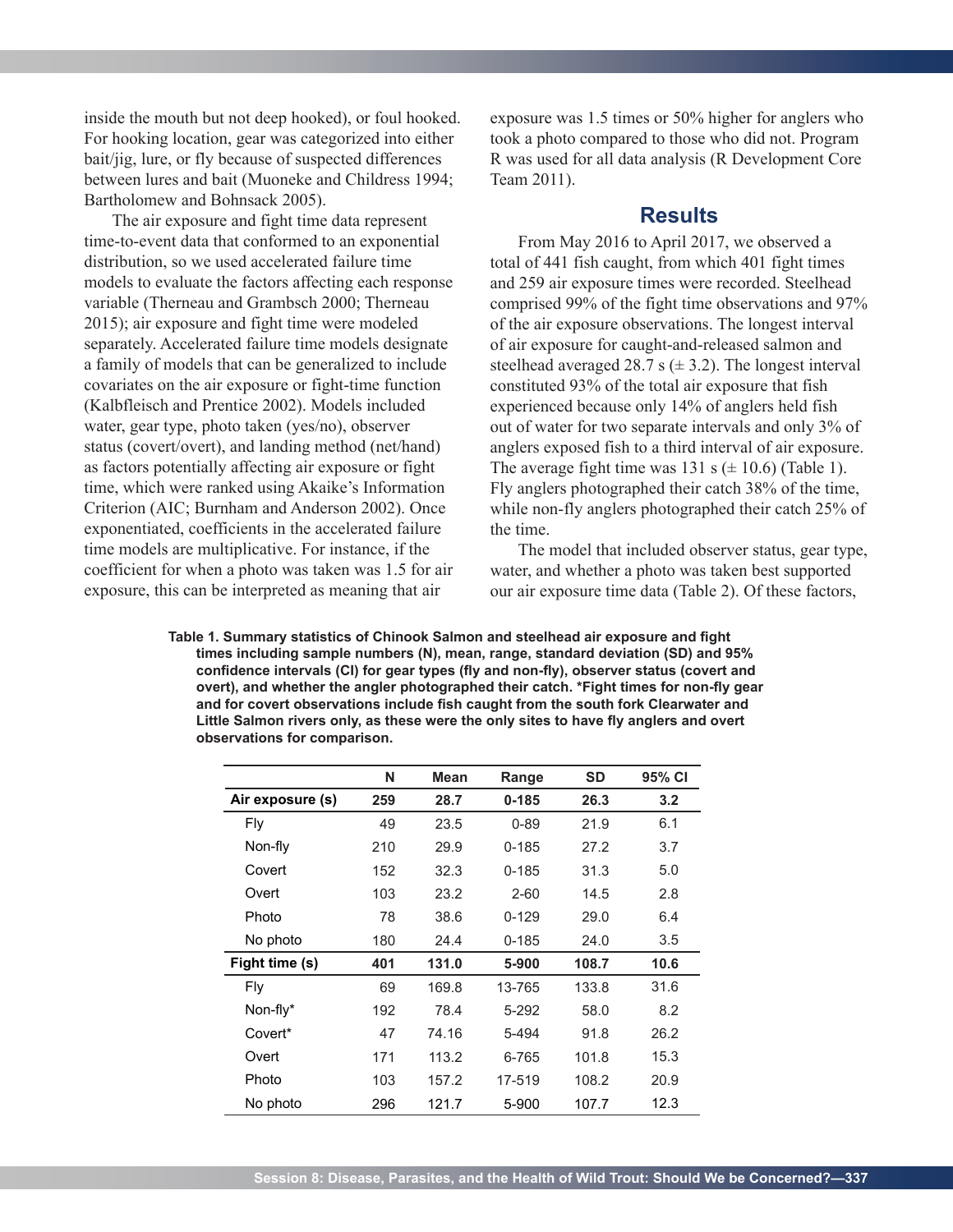inside the mouth but not deep hooked), or foul hooked. For hooking location, gear was categorized into either bait/jig, lure, or fly because of suspected differences between lures and bait (Muoneke and Childress 1994; Bartholomew and Bohnsack 2005).

The air exposure and fight time data represent time-to-event data that conformed to an exponential distribution, so we used accelerated failure time models to evaluate the factors affecting each response variable (Therneau and Grambsch 2000; Therneau 2015); air exposure and fight time were modeled separately. Accelerated failure time models designate a family of models that can be generalized to include covariates on the air exposure or fight-time function (Kalbfleisch and Prentice 2002). Models included water, gear type, photo taken (yes/no), observer status (covert/overt), and landing method (net/hand) as factors potentially affecting air exposure or fight time, which were ranked using Akaike's Information Criterion (AIC; Burnham and Anderson 2002). Once exponentiated, coefficients in the accelerated failure time models are multiplicative. For instance, if the coefficient for when a photo was taken was 1.5 for air exposure, this can be interpreted as meaning that air exposure was 1.5 times or 50% higher for anglers who took a photo compared to those who did not. Program R was used for all data analysis (R Development Core Team 2011).

## Results

From May 2016 to April 2017, we observed a total of 441 fish caught, from which 401 fight times and 259 air exposure times were recorded. Steelhead comprised 99% of the fight time observations and 97% of the air exposure observations. The longest interval of air exposure for caught-and-released salmon and steelhead averaged 28.7 s (± 3.2). The longest interval constituted 93% of the total air exposure that fish experienced because only 14% of anglers held fish out of water for two separate intervals and only 3% of anglers exposed fish to a third interval of air exposure. The average fight time was 131 s (± 10.6) (Table 1). Fly anglers photographed their catch 38% of the time, while non-fly anglers photographed their catch 25% of the time.

The model that included observer status, gear type, water, and whether a photo was taken best supported our air exposure time data (Table 2). Of these factors,

**Table 1. Summary statistics of Chinook Salmon and steelhead air exposure and fight times including sample numbers (N), mean, range, standard deviation (SD) and 95% confidence intervals (CI) for gear types (fly and non-fly), observer status (covert and overt), and whether the angler photographed their catch. *Fight times for non-fly gear and for covert observations include fish caught from the south fork Clearwater and Little Salmon rivers only, as these were the only sites to have fly anglers and overt observations for comparison.**

| | N | Mean | Range | SD | 95% CI |
|---|---|---|---|---|---|
| **Air exposure (s)** | **259** | **28.7** | **0-185** | **26.3** | **3.2** |
| Fly | 49 | 23.5 | 0-89 | 21.9 | 6.1 |
| Non-fly | 210 | 29.9 | 0-185 | 27.2 | 3.7 |
| Covert | 152 | 32.3 | 0-185 | 31.3 | 5.0 |
| Overt | 103 | 23.2 | 2-60 | 14.5 | 2.8 |
| Photo | 78 | 38.6 | 0-129 | 29.0 | 6.4 |
| No photo | 180 | 24.4 | 0-185 | 24.0 | 3.5 |
| **Fight time (s)** | **401** | **131.0** | **5-900** | **108.7** | **10.6** |
| Fly | 69 | 169.8 | 13-765 | 133.8 | 31.6 |
| Non-fly* | 192 | 78.4 | 5-292 | 58.0 | 8.2 |
| Covert* | 47 | 74.16 | 5-494 | 91.8 | 26.2 |
| Overt | 171 | 113.2 | 6-765 | 101.8 | 15.3 |
| Photo | 103 | 157.2 | 17-519 | 108.2 | 20.9 |
| No photo | 296 | 121.7 | 5-900 | 107.7 | 12.3 |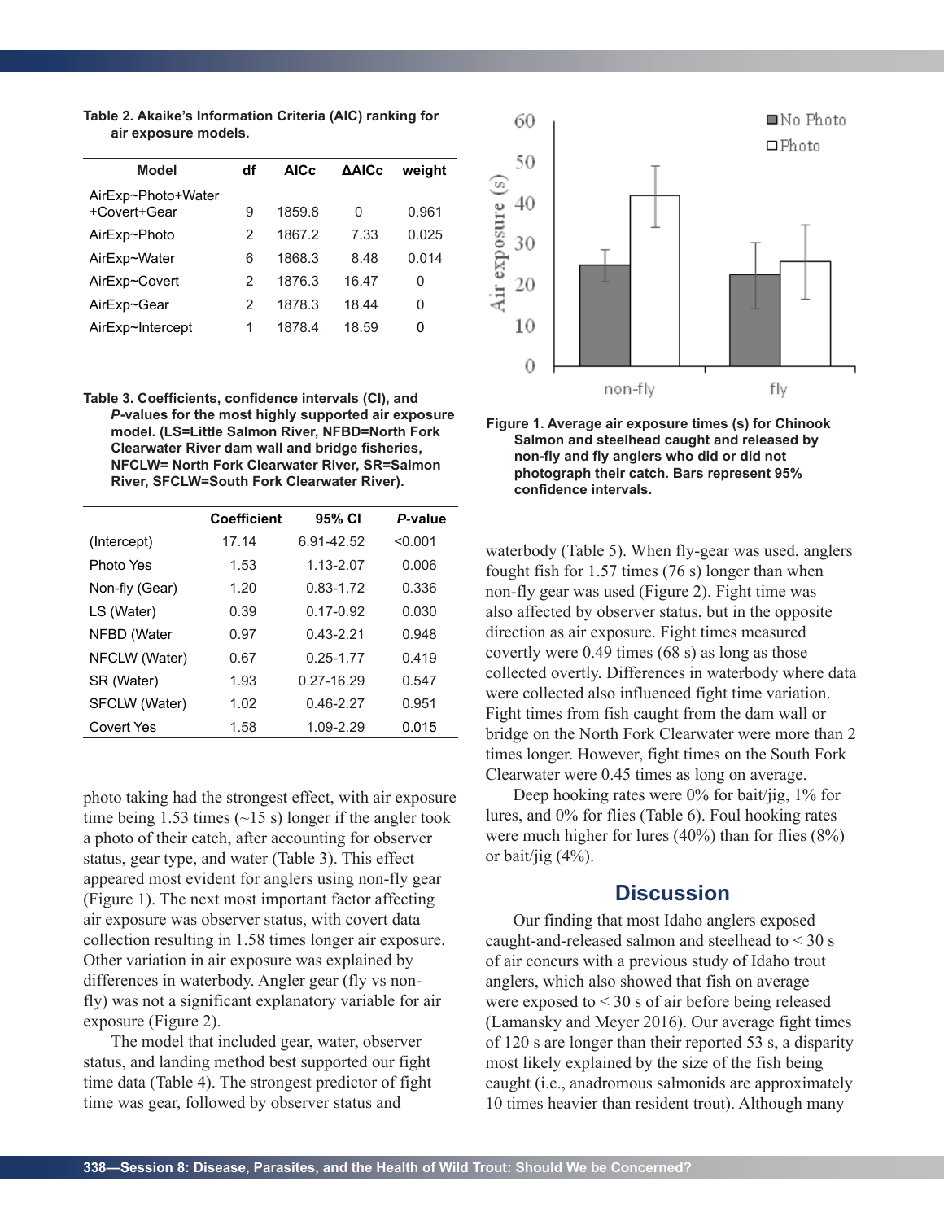**Table 2. Akaike's Information Criteria (AIC) ranking for air exposure models.**

| Model | df | AICc | ΔAICc | weight |
|---|---|---|---|---|
| AirExp~Photo+Water +Covert+Gear | 9 | 1859.8 | 0 | 0.961 |
| AirExp~Photo | 2 | 1867.2 | 7.33 | 0.025 |
| AirExp~Water | 6 | 1868.3 | 8.48 | 0.014 |
| AirExp~Covert | 2 | 1876.3 | 16.47 | 0 |
| AirExp~Gear | 2 | 1878.3 | 18.44 | 0 |
| AirExp~Intercept | 1 | 1878.4 | 18.59 | 0 |

**Table 3. Coefficients, confidence intervals (CI), and *P*-values for the most highly supported air exposure model. (LS=Little Salmon River, NFBD=North Fork Clearwater River dam wall and bridge fisheries, NFCLW= North Fork Clearwater River, SR=Salmon River, SFCLW=South Fork Clearwater River).**

| | Coefficient | 95% CI | *P*-value |
|---|---|---|---|
| (Intercept) | 17.14 | 6.91-42.52 | <0.001 |
| Photo Yes | 1.53 | 1.13-2.07 | 0.006 |
| Non-fly (Gear) | 1.20 | 0.83-1.72 | 0.336 |
| LS (Water) | 0.39 | 0.17-0.92 | 0.030 |
| NFBD (Water | 0.97 | 0.43-2.21 | 0.948 |
| NFCLW (Water) | 0.67 | 0.25-1.77 | 0.419 |
| SR (Water) | 1.93 | 0.27-16.29 | 0.547 |
| SFCLW (Water) | 1.02 | 0.46-2.27 | 0.951 |
| Covert Yes | 1.58 | 1.09-2.29 | 0.015 |

photo taking had the strongest effect, with air exposure time being 1.53 times (~15 s) longer if the angler took a photo of their catch, after accounting for observer status, gear type, and water (Table 3). This effect appeared most evident for anglers using non-fly gear (Figure 1). The next most important factor affecting air exposure was observer status, with covert data collection resulting in 1.58 times longer air exposure. Other variation in air exposure was explained by differences in waterbody. Angler gear (fly vs non-fly) was not a significant explanatory variable for air exposure (Figure 2).

The model that included gear, water, observer status, and landing method best supported our fight time data (Table 4). The strongest predictor of fight time was gear, followed by observer status and waterbody (Table 5). When fly-gear was used, anglers fought fish for 1.57 times (76 s) longer than when non-fly gear was used (Figure 2). Fight time was also affected by observer status, but in the opposite direction as air exposure. Fight times measured covertly were 0.49 times (68 s) as long as those collected overtly. Differences in waterbody where data were collected also influenced fight time variation. Fight times from fish caught from the dam wall or bridge on the North Fork Clearwater were more than 2 times longer. However, fight times on the South Fork Clearwater were 0.45 times as long on average.

Deep hooking rates were 0% for bait/jig, 1% for lures, and 0% for flies (Table 6). Foul hooking rates were much higher for lures (40%) than for flies (8%) or bait/jig (4%).

**Figure 1. Average air exposure times (s) for Chinook Salmon and steelhead caught and released by non-fly and fly anglers who did or did not photograph their catch. Bars represent 95% confidence intervals.**

## Discussion

Our finding that most Idaho anglers exposed caught-and-released salmon and steelhead to < 30 s of air concurs with a previous study of Idaho trout anglers, which also showed that fish on average were exposed to < 30 s of air before being released (Lamansky and Meyer 2016). Our average fight times of 120 s are longer than their reported 53 s, a disparity most likely explained by the size of the fish being caught (i.e., anadromous salmonids are approximately 10 times heavier than resident trout). Although many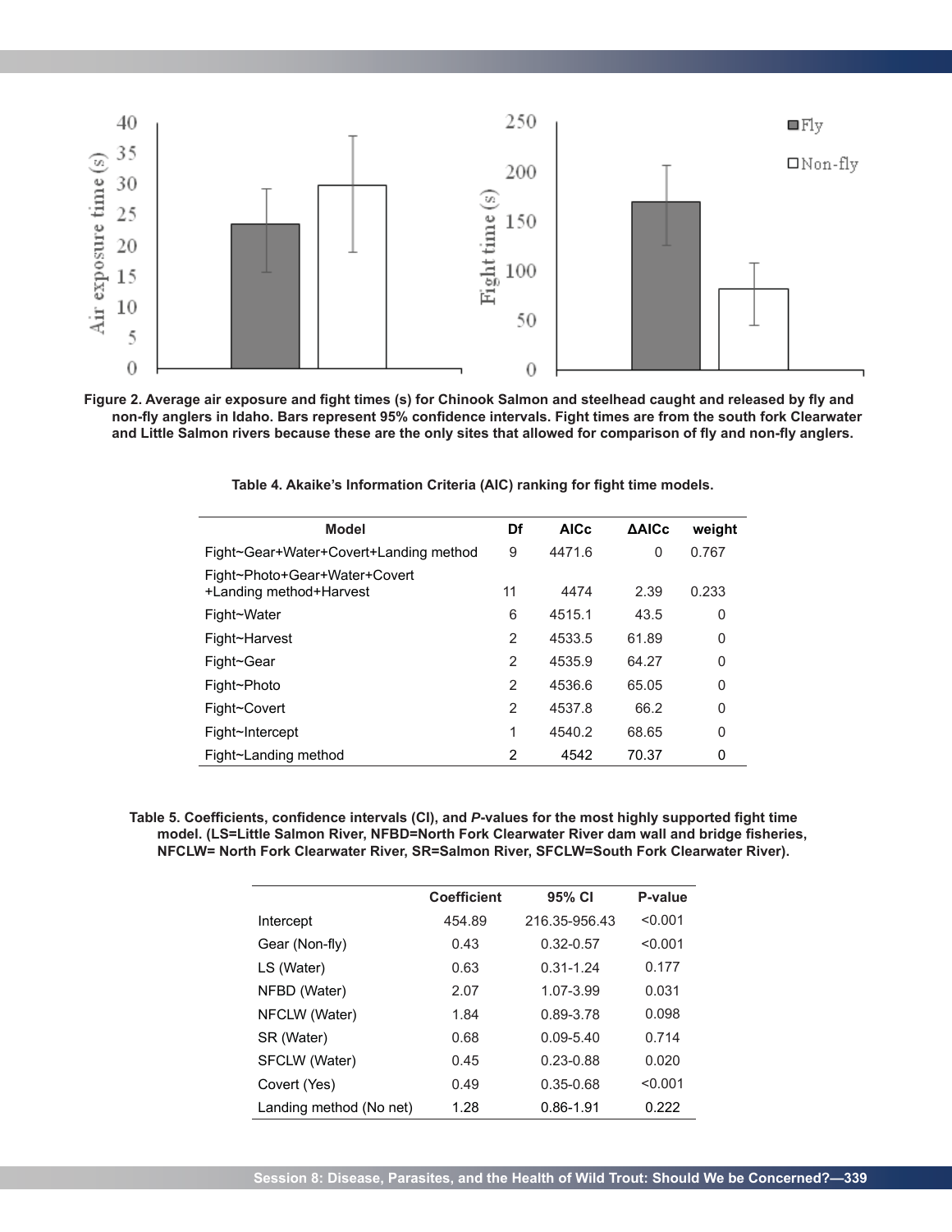Figure 2. Average air exposure and fight times (s) for Chinook Salmon and steelhead caught and released by fly and non-fly anglers in Idaho. Bars represent 95% confidence intervals. Fight times are from the south fork Clearwater and Little Salmon rivers because these are the only sites that allowed for comparison of fly and non-fly anglers.

**Table 4. Akaike's Information Criteria (AIC) ranking for fight time models.**

| Model | Df | AICc | ΔAICc | weight |
|---|---|---|---|---|
| Fight~Gear+Water+Covert+Landing method | 9 | 4471.6 | 0 | 0.767 |
| Fight~Photo+Gear+Water+Covert +Landing method+Harvest | 11 | 4474 | 2.39 | 0.233 |
| Fight~Water | 6 | 4515.1 | 43.5 | 0 |
| Fight~Harvest | 2 | 4533.5 | 61.89 | 0 |
| Fight~Gear | 2 | 4535.9 | 64.27 | 0 |
| Fight~Photo | 2 | 4536.6 | 65.05 | 0 |
| Fight~Covert | 2 | 4537.8 | 66.2 | 0 |
| Fight~Intercept | 1 | 4540.2 | 68.65 | 0 |
| Fight~Landing method | 2 | 4542 | 70.37 | 0 |

**Table 5. Coefficients, confidence intervals (CI), and *P*-values for the most highly supported fight time model. (LS=Little Salmon River, NFBD=North Fork Clearwater River dam wall and bridge fisheries, NFCLW= North Fork Clearwater River, SR=Salmon River, SFCLW=South Fork Clearwater River).**

| | Coefficient | 95% CI | P-value |
|---|---|---|---|
| Intercept | 454.89 | 216.35-956.43 | <0.001 |
| Gear (Non-fly) | 0.43 | 0.32-0.57 | <0.001 |
| LS (Water) | 0.63 | 0.31-1.24 | 0.177 |
| NFBD (Water) | 2.07 | 1.07-3.99 | 0.031 |
| NFCLW (Water) | 1.84 | 0.89-3.78 | 0.098 |
| SR (Water) | 0.68 | 0.09-5.40 | 0.714 |
| SFCLW (Water) | 0.45 | 0.23-0.88 | 0.020 |
| Covert (Yes) | 0.49 | 0.35-0.68 | <0.001 |
| Landing method (No net) | 1.28 | 0.86-1.91 | 0.222 |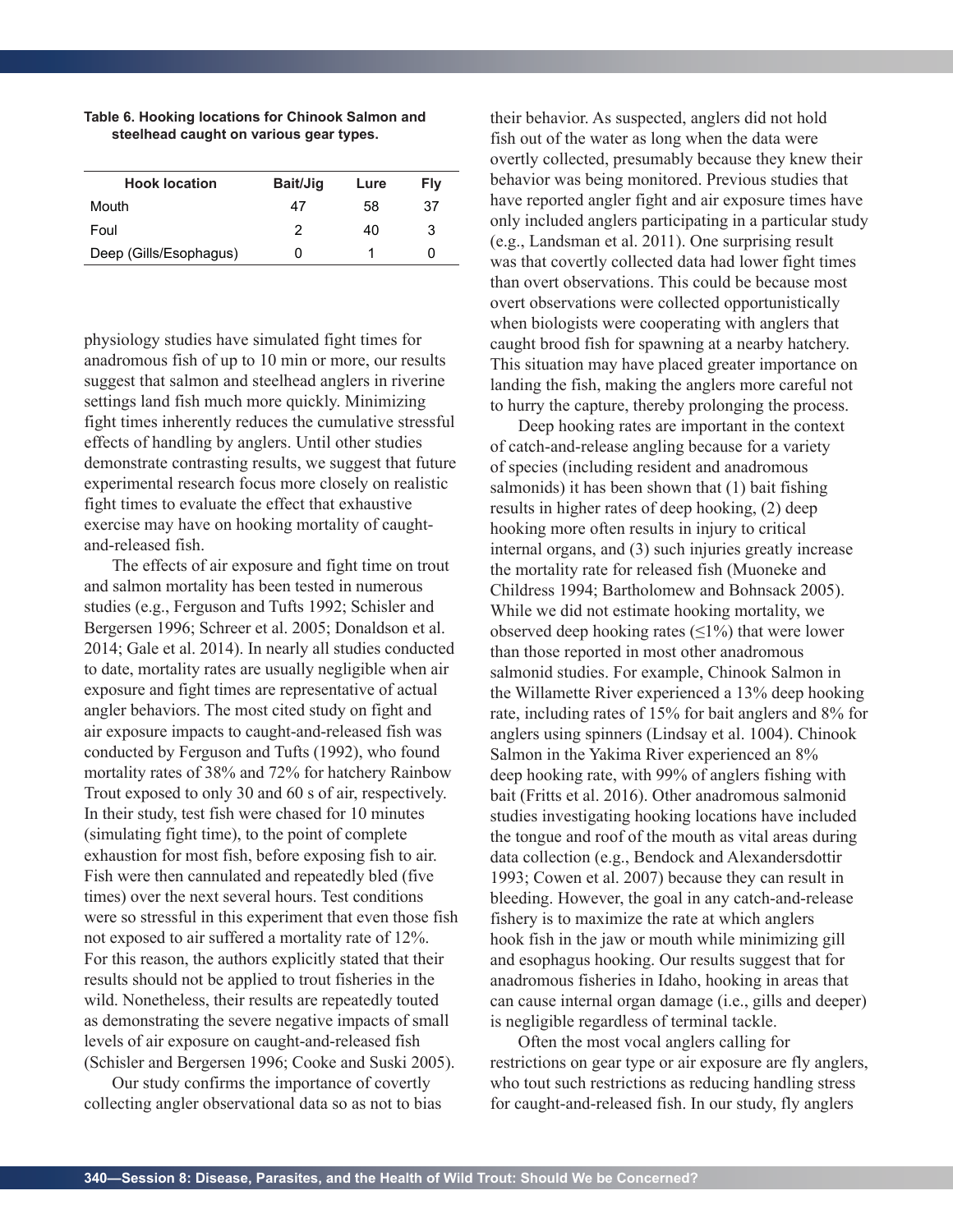**Table 6. Hooking locations for Chinook Salmon and steelhead caught on various gear types.**

| Hook location | Bait/Jig | Lure | Fly |
|---|---|---|---|
| Mouth | 47 | 58 | 37 |
| Foul | 2 | 40 | 3 |
| Deep (Gills/Esophagus) | 0 | 1 | 0 |

physiology studies have simulated fight times for anadromous fish of up to 10 min or more, our results suggest that salmon and steelhead anglers in riverine settings land fish much more quickly. Minimizing fight times inherently reduces the cumulative stressful effects of handling by anglers. Until other studies demonstrate contrasting results, we suggest that future experimental research focus more closely on realistic fight times to evaluate the effect that exhaustive exercise may have on hooking mortality of caught-and-released fish.

The effects of air exposure and fight time on trout and salmon mortality has been tested in numerous studies (e.g., Ferguson and Tufts 1992; Schisler and Bergersen 1996; Schreer et al. 2005; Donaldson et al. 2014; Gale et al. 2014). In nearly all studies conducted to date, mortality rates are usually negligible when air exposure and fight times are representative of actual angler behaviors. The most cited study on fight and air exposure impacts to caught-and-released fish was conducted by Ferguson and Tufts (1992), who found mortality rates of 38% and 72% for hatchery Rainbow Trout exposed to only 30 and 60 s of air, respectively. In their study, test fish were chased for 10 minutes (simulating fight time), to the point of complete exhaustion for most fish, before exposing fish to air. Fish were then cannulated and repeatedly bled (five times) over the next several hours. Test conditions were so stressful in this experiment that even those fish not exposed to air suffered a mortality rate of 12%. For this reason, the authors explicitly stated that their results should not be applied to trout fisheries in the wild. Nonetheless, their results are repeatedly touted as demonstrating the severe negative impacts of small levels of air exposure on caught-and-released fish (Schisler and Bergersen 1996; Cooke and Suski 2005).

Our study confirms the importance of covertly collecting angler observational data so as not to bias their behavior. As suspected, anglers did not hold fish out of the water as long when the data were overtly collected, presumably because they knew their behavior was being monitored. Previous studies that have reported angler fight and air exposure times have only included anglers participating in a particular study (e.g., Landsman et al. 2011). One surprising result was that covertly collected data had lower fight times than overt observations. This could be because most overt observations were collected opportunistically when biologists were cooperating with anglers that caught brood fish for spawning at a nearby hatchery. This situation may have placed greater importance on landing the fish, making the anglers more careful not to hurry the capture, thereby prolonging the process.

Deep hooking rates are important in the context of catch-and-release angling because for a variety of species (including resident and anadromous salmonids) it has been shown that (1) bait fishing results in higher rates of deep hooking, (2) deep hooking more often results in injury to critical internal organs, and (3) such injuries greatly increase the mortality rate for released fish (Muoneke and Childress 1994; Bartholomew and Bohnsack 2005). While we did not estimate hooking mortality, we observed deep hooking rates (≤1%) that were lower than those reported in most other anadromous salmonid studies. For example, Chinook Salmon in the Willamette River experienced a 13% deep hooking rate, including rates of 15% for bait anglers and 8% for anglers using spinners (Lindsay et al. 1004). Chinook Salmon in the Yakima River experienced an 8% deep hooking rate, with 99% of anglers fishing with bait (Fritts et al. 2016). Other anadromous salmonid studies investigating hooking locations have included the tongue and roof of the mouth as vital areas during data collection (e.g., Bendock and Alexandersdottir 1993; Cowen et al. 2007) because they can result in bleeding. However, the goal in any catch-and-release fishery is to maximize the rate at which anglers hook fish in the jaw or mouth while minimizing gill and esophagus hooking. Our results suggest that for anadromous fisheries in Idaho, hooking in areas that can cause internal organ damage (i.e., gills and deeper) is negligible regardless of terminal tackle.

Often the most vocal anglers calling for restrictions on gear type or air exposure are fly anglers, who tout such restrictions as reducing handling stress for caught-and-released fish. In our study, fly anglers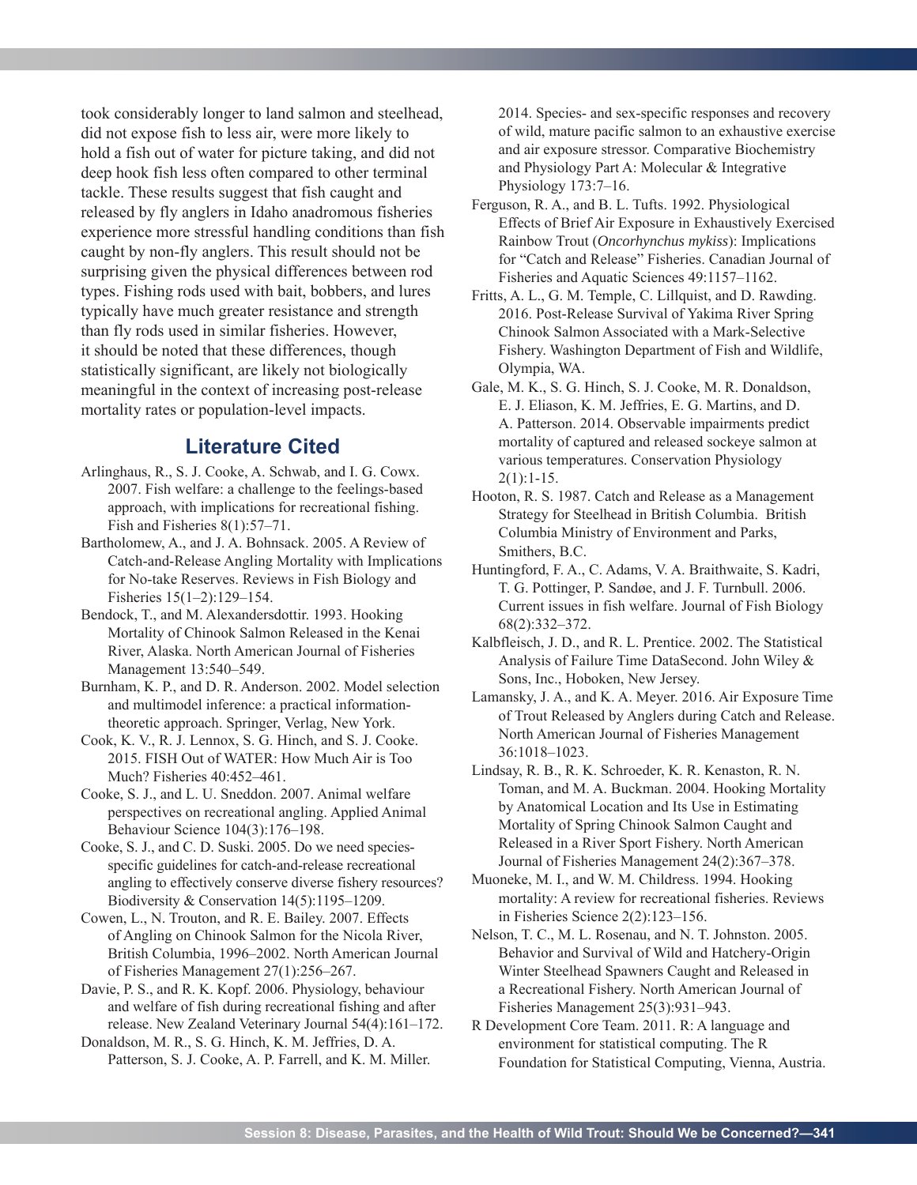took considerably longer to land salmon and steelhead, did not expose fish to less air, were more likely to hold a fish out of water for picture taking, and did not deep hook fish less often compared to other terminal tackle. These results suggest that fish caught and released by fly anglers in Idaho anadromous fisheries experience more stressful handling conditions than fish caught by non-fly anglers. This result should not be surprising given the physical differences between rod types. Fishing rods used with bait, bobbers, and lures typically have much greater resistance and strength than fly rods used in similar fisheries. However, it should be noted that these differences, though statistically significant, are likely not biologically meaningful in the context of increasing post-release mortality rates or population-level impacts.

## Literature Cited

Arlinghaus, R., S. J. Cooke, A. Schwab, and I. G. Cowx. 2007. Fish welfare: a challenge to the feelings-based approach, with implications for recreational fishing. Fish and Fisheries 8(1):57–71.

Bartholomew, A., and J. A. Bohnsack. 2005. A Review of Catch-and-Release Angling Mortality with Implications for No-take Reserves. Reviews in Fish Biology and Fisheries 15(1–2):129–154.

Bendock, T., and M. Alexandersdottir. 1993. Hooking Mortality of Chinook Salmon Released in the Kenai River, Alaska. North American Journal of Fisheries Management 13:540–549.

Burnham, K. P., and D. R. Anderson. 2002. Model selection and multimodel inference: a practical information-theoretic approach. Springer, Verlag, New York.

Cook, K. V., R. J. Lennox, S. G. Hinch, and S. J. Cooke. 2015. FISH Out of WATER: How Much Air is Too Much? Fisheries 40:452–461.

Cooke, S. J., and L. U. Sneddon. 2007. Animal welfare perspectives on recreational angling. Applied Animal Behaviour Science 104(3):176–198.

Cooke, S. J., and C. D. Suski. 2005. Do we need species-specific guidelines for catch-and-release recreational angling to effectively conserve diverse fishery resources? Biodiversity & Conservation 14(5):1195–1209.

Cowen, L., N. Trouton, and R. E. Bailey. 2007. Effects of Angling on Chinook Salmon for the Nicola River, British Columbia, 1996–2002. North American Journal of Fisheries Management 27(1):256–267.

Davie, P. S., and R. K. Kopf. 2006. Physiology, behaviour and welfare of fish during recreational fishing and after release. New Zealand Veterinary Journal 54(4):161–172.

Donaldson, M. R., S. G. Hinch, K. M. Jeffries, D. A. Patterson, S. J. Cooke, A. P. Farrell, and K. M. Miller. 2014. Species- and sex-specific responses and recovery of wild, mature pacific salmon to an exhaustive exercise and air exposure stressor. Comparative Biochemistry and Physiology Part A: Molecular & Integrative Physiology 173:7–16.

Ferguson, R. A., and B. L. Tufts. 1992. Physiological Effects of Brief Air Exposure in Exhaustively Exercised Rainbow Trout (*Oncorhynchus mykiss*): Implications for "Catch and Release" Fisheries. Canadian Journal of Fisheries and Aquatic Sciences 49:1157–1162.

Fritts, A. L., G. M. Temple, C. Lillquist, and D. Rawding. 2016. Post-Release Survival of Yakima River Spring Chinook Salmon Associated with a Mark-Selective Fishery. Washington Department of Fish and Wildlife, Olympia, WA.

Gale, M. K., S. G. Hinch, S. J. Cooke, M. R. Donaldson, E. J. Eliason, K. M. Jeffries, E. G. Martins, and D. A. Patterson. 2014. Observable impairments predict mortality of captured and released sockeye salmon at various temperatures. Conservation Physiology 2(1):1-15.

Hooton, R. S. 1987. Catch and Release as a Management Strategy for Steelhead in British Columbia. British Columbia Ministry of Environment and Parks, Smithers, B.C.

Huntingford, F. A., C. Adams, V. A. Braithwaite, S. Kadri, T. G. Pottinger, P. Sandøe, and J. F. Turnbull. 2006. Current issues in fish welfare. Journal of Fish Biology 68(2):332–372.

Kalbfleisch, J. D., and R. L. Prentice. 2002. The Statistical Analysis of Failure Time DataSecond. John Wiley & Sons, Inc., Hoboken, New Jersey.

Lamansky, J. A., and K. A. Meyer. 2016. Air Exposure Time of Trout Released by Anglers during Catch and Release. North American Journal of Fisheries Management 36:1018–1023.

Lindsay, R. B., R. K. Schroeder, K. R. Kenaston, R. N. Toman, and M. A. Buckman. 2004. Hooking Mortality by Anatomical Location and Its Use in Estimating Mortality of Spring Chinook Salmon Caught and Released in a River Sport Fishery. North American Journal of Fisheries Management 24(2):367–378.

Muoneke, M. I., and W. M. Childress. 1994. Hooking mortality: A review for recreational fisheries. Reviews in Fisheries Science 2(2):123–156.

Nelson, T. C., M. L. Rosenau, and N. T. Johnston. 2005. Behavior and Survival of Wild and Hatchery-Origin Winter Steelhead Spawners Caught and Released in a Recreational Fishery. North American Journal of Fisheries Management 25(3):931–943.

R Development Core Team. 2011. R: A language and environment for statistical computing. The R Foundation for Statistical Computing, Vienna, Austria.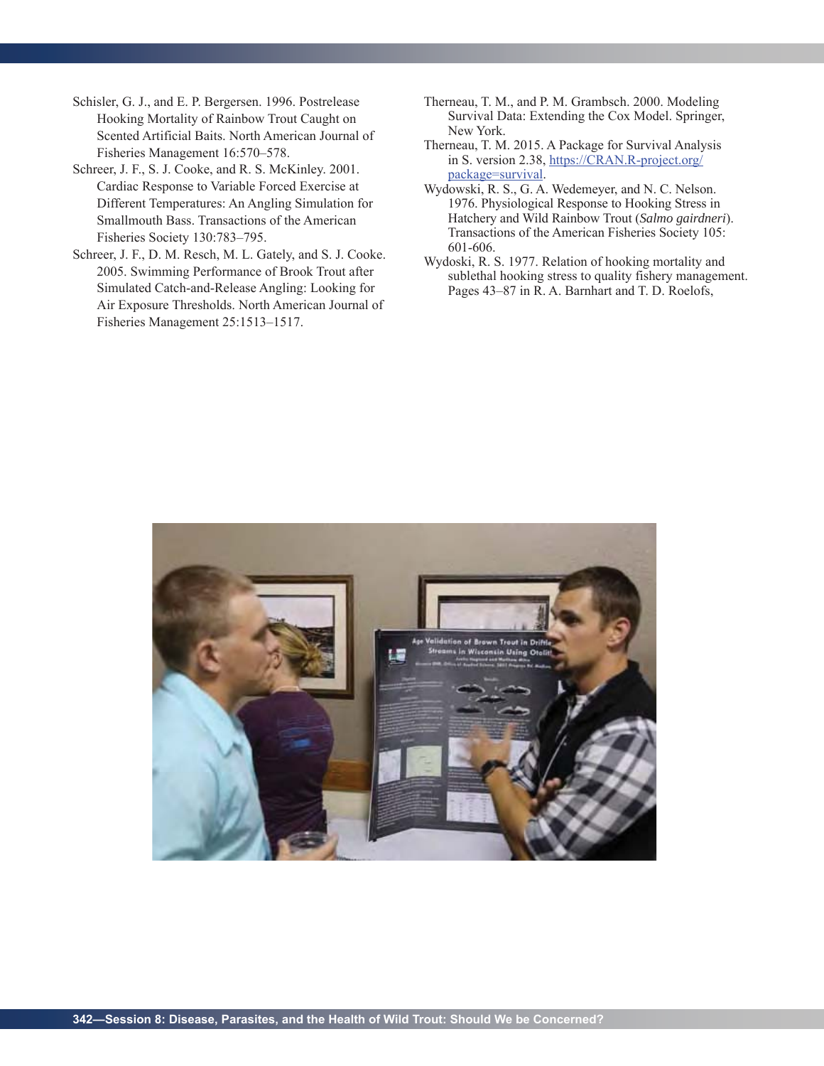Schisler, G. J., and E. P. Bergersen. 1996. Postrelease Hooking Mortality of Rainbow Trout Caught on Scented Artificial Baits. North American Journal of Fisheries Management 16:570–578.

Schreer, J. F., S. J. Cooke, and R. S. McKinley. 2001. Cardiac Response to Variable Forced Exercise at Different Temperatures: An Angling Simulation for Smallmouth Bass. Transactions of the American Fisheries Society 130:783–795.

Schreer, J. F., D. M. Resch, M. L. Gately, and S. J. Cooke. 2005. Swimming Performance of Brook Trout after Simulated Catch-and-Release Angling: Looking for Air Exposure Thresholds. North American Journal of Fisheries Management 25:1513–1517.

Therneau, T. M., and P. M. Grambsch. 2000. Modeling Survival Data: Extending the Cox Model. Springer, New York.

Therneau, T. M. 2015. A Package for Survival Analysis in S. version 2.38, https://CRAN.R-project.org/package=survival.

Wydowski, R. S., G. A. Wedemeyer, and N. C. Nelson. 1976. Physiological Response to Hooking Stress in Hatchery and Wild Rainbow Trout (*Salmo gairdneri*). Transactions of the American Fisheries Society 105: 601-606.

Wydoski, R. S. 1977. Relation of hooking mortality and sublethal hooking stress to quality fishery management. Pages 43–87 in R. A. Barnhart and T. D. Roelofs,